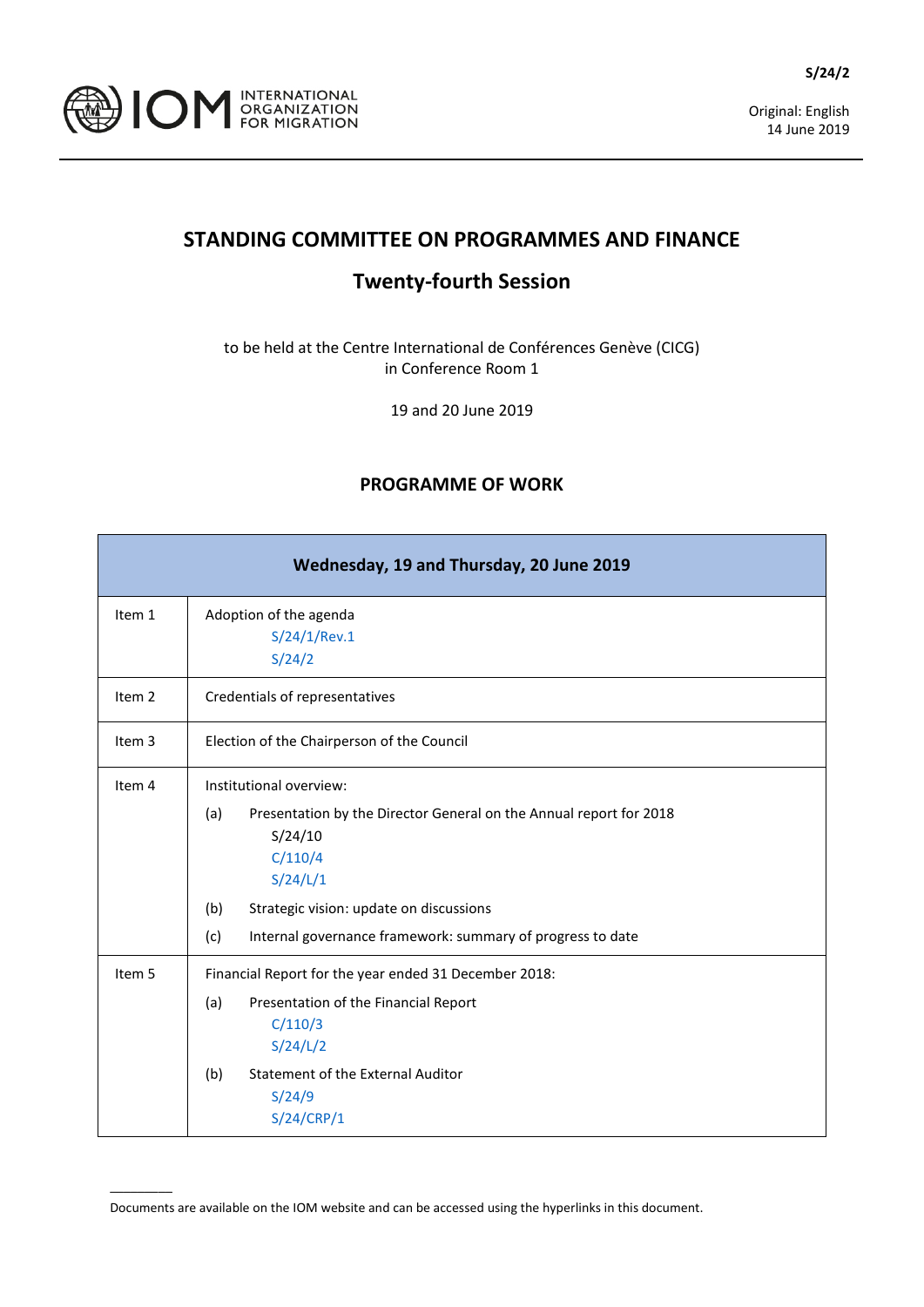S/24/2

Original: English
14 June 2019

# STANDING COMMITTEE ON PROGRAMMES AND FINANCE

## Twenty-fourth Session

to be held at the Centre International de Conférences Genève (CICG)
in Conference Room 1

19 and 20 June 2019

## PROGRAMME OF WORK

| Wednesday, 19 and Thursday, 20 June 2019 | |
|---|---|
| Item 1 | Adoption of the agenda<br>S/24/1/Rev.1<br>S/24/2 |
| Item 2 | Credentials of representatives |
| Item 3 | Election of the Chairperson of the Council |
| Item 4 | Institutional overview:<br>(a) Presentation by the Director General on the Annual report for 2018<br>S/24/10<br>C/110/4<br>S/24/L/1<br>(b) Strategic vision: update on discussions<br>(c) Internal governance framework: summary of progress to date |
| Item 5 | Financial Report for the year ended 31 December 2018:<br>(a) Presentation of the Financial Report<br>C/110/3<br>S/24/L/2<br>(b) Statement of the External Auditor<br>S/24/9<br>S/24/CRP/1 |

Documents are available on the IOM website and can be accessed using the hyperlinks in this document.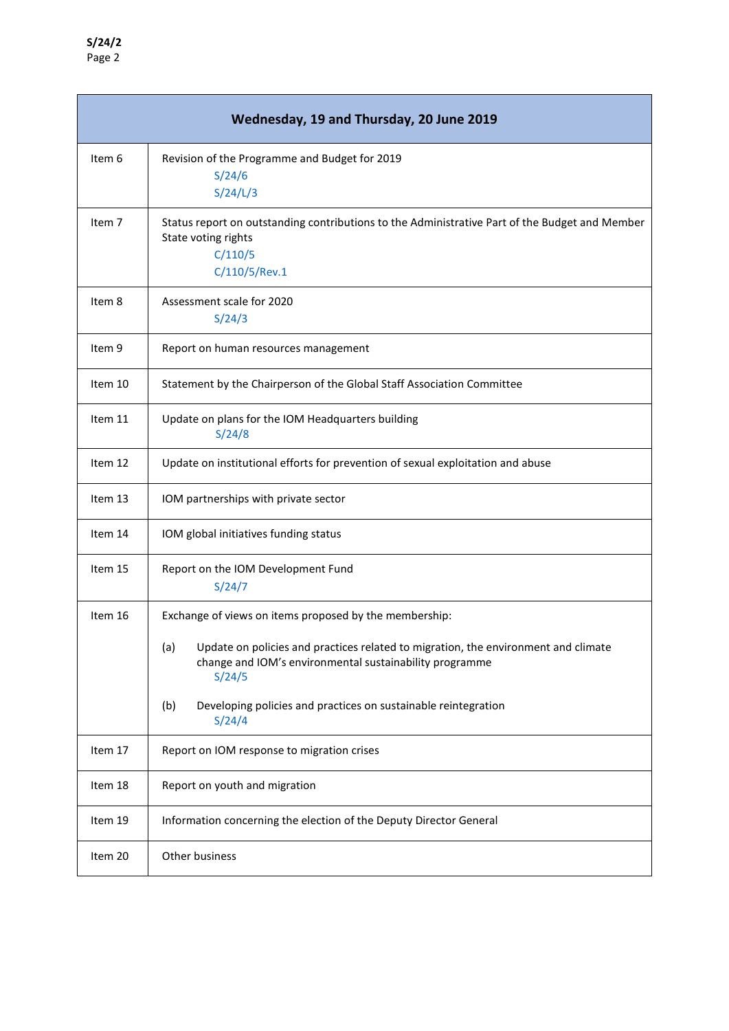| Wednesday, 19 and Thursday, 20 June 2019 | |
|---|---|
| Item 6 | Revision of the Programme and Budget for 2019<br>S/24/6<br>S/24/L/3 |
| Item 7 | Status report on outstanding contributions to the Administrative Part of the Budget and Member State voting rights<br>C/110/5<br>C/110/5/Rev.1 |
| Item 8 | Assessment scale for 2020<br>S/24/3 |
| Item 9 | Report on human resources management |
| Item 10 | Statement by the Chairperson of the Global Staff Association Committee |
| Item 11 | Update on plans for the IOM Headquarters building<br>S/24/8 |
| Item 12 | Update on institutional efforts for prevention of sexual exploitation and abuse |
| Item 13 | IOM partnerships with private sector |
| Item 14 | IOM global initiatives funding status |
| Item 15 | Report on the IOM Development Fund<br>S/24/7 |
| Item 16 | Exchange of views on items proposed by the membership:<br><br>(a) Update on policies and practices related to migration, the environment and climate change and IOM's environmental sustainability programme<br>S/24/5<br><br>(b) Developing policies and practices on sustainable reintegration<br>S/24/4 |
| Item 17 | Report on IOM response to migration crises |
| Item 18 | Report on youth and migration |
| Item 19 | Information concerning the election of the Deputy Director General |
| Item 20 | Other business |